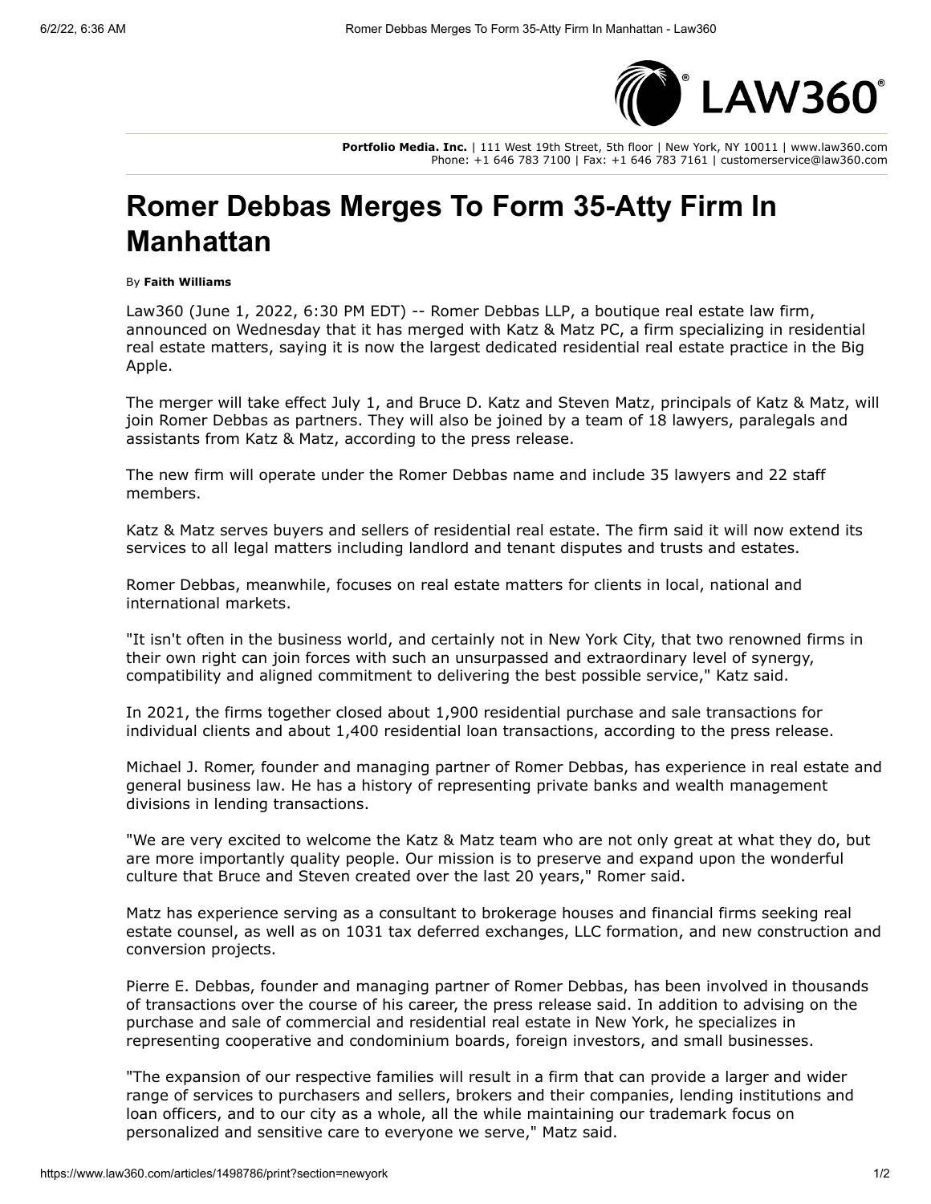**Portfolio Media. Inc.** | 111 West 19th Street, 5th floor | New York, NY 10011 | www.law360.com
Phone: +1 646 783 7100 | Fax: +1 646 783 7161 | customerservice@law360.com

# Romer Debbas Merges To Form 35-Atty Firm In Manhattan

By **Faith Williams**

Law360 (June 1, 2022, 6:30 PM EDT) -- Romer Debbas LLP, a boutique real estate law firm, announced on Wednesday that it has merged with Katz & Matz PC, a firm specializing in residential real estate matters, saying it is now the largest dedicated residential real estate practice in the Big Apple.

The merger will take effect July 1, and Bruce D. Katz and Steven Matz, principals of Katz & Matz, will join Romer Debbas as partners. They will also be joined by a team of 18 lawyers, paralegals and assistants from Katz & Matz, according to the press release.

The new firm will operate under the Romer Debbas name and include 35 lawyers and 22 staff members.

Katz & Matz serves buyers and sellers of residential real estate. The firm said it will now extend its services to all legal matters including landlord and tenant disputes and trusts and estates.

Romer Debbas, meanwhile, focuses on real estate matters for clients in local, national and international markets.

"It isn't often in the business world, and certainly not in New York City, that two renowned firms in their own right can join forces with such an unsurpassed and extraordinary level of synergy, compatibility and aligned commitment to delivering the best possible service," Katz said.

In 2021, the firms together closed about 1,900 residential purchase and sale transactions for individual clients and about 1,400 residential loan transactions, according to the press release.

Michael J. Romer, founder and managing partner of Romer Debbas, has experience in real estate and general business law. He has a history of representing private banks and wealth management divisions in lending transactions.

"We are very excited to welcome the Katz & Matz team who are not only great at what they do, but are more importantly quality people. Our mission is to preserve and expand upon the wonderful culture that Bruce and Steven created over the last 20 years," Romer said.

Matz has experience serving as a consultant to brokerage houses and financial firms seeking real estate counsel, as well as on 1031 tax deferred exchanges, LLC formation, and new construction and conversion projects.

Pierre E. Debbas, founder and managing partner of Romer Debbas, has been involved in thousands of transactions over the course of his career, the press release said. In addition to advising on the purchase and sale of commercial and residential real estate in New York, he specializes in representing cooperative and condominium boards, foreign investors, and small businesses.

"The expansion of our respective families will result in a firm that can provide a larger and wider range of services to purchasers and sellers, brokers and their companies, lending institutions and loan officers, and to our city as a whole, all the while maintaining our trademark focus on personalized and sensitive care to everyone we serve," Matz said.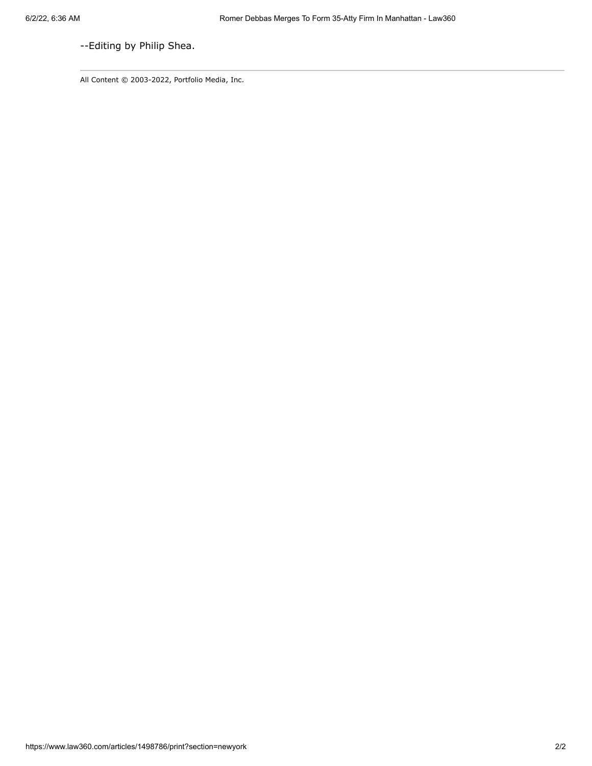--Editing by Philip Shea.

---

All Content © 2003-2022, Portfolio Media, Inc.